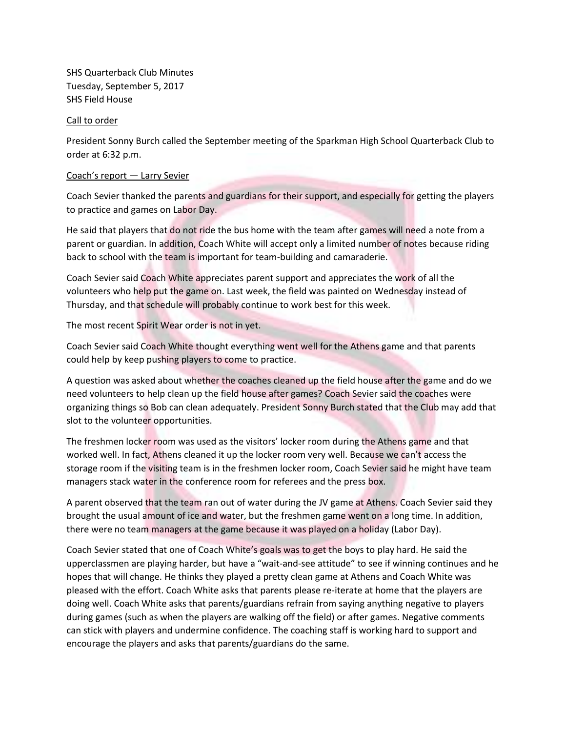SHS Quarterback Club Minutes
Tuesday, September 5, 2017
SHS Field House

<u>Call to order</u>

President Sonny Burch called the September meeting of the Sparkman High School Quarterback Club to order at 6:32 p.m.

<u>Coach's report — Larry Sevier</u>

Coach Sevier thanked the parents and guardians for their support, and especially for getting the players to practice and games on Labor Day.

He said that players that do not ride the bus home with the team after games will need a note from a parent or guardian. In addition, Coach White will accept only a limited number of notes because riding back to school with the team is important for team-building and camaraderie.

Coach Sevier said Coach White appreciates parent support and appreciates the work of all the volunteers who help put the game on. Last week, the field was painted on Wednesday instead of Thursday, and that schedule will probably continue to work best for this week.

The most recent Spirit Wear order is not in yet.

Coach Sevier said Coach White thought everything went well for the Athens game and that parents could help by keep pushing players to come to practice.

A question was asked about whether the coaches cleaned up the field house after the game and do we need volunteers to help clean up the field house after games? Coach Sevier said the coaches were organizing things so Bob can clean adequately. President Sonny Burch stated that the Club may add that slot to the volunteer opportunities.

The freshmen locker room was used as the visitors' locker room during the Athens game and that worked well. In fact, Athens cleaned it up the locker room very well. Because we can't access the storage room if the visiting team is in the freshmen locker room, Coach Sevier said he might have team managers stack water in the conference room for referees and the press box.

A parent observed that the team ran out of water during the JV game at Athens. Coach Sevier said they brought the usual amount of ice and water, but the freshmen game went on a long time. In addition, there were no team managers at the game because it was played on a holiday (Labor Day).

Coach Sevier stated that one of Coach White's goals was to get the boys to play hard. He said the upperclassmen are playing harder, but have a "wait-and-see attitude" to see if winning continues and he hopes that will change. He thinks they played a pretty clean game at Athens and Coach White was pleased with the effort. Coach White asks that parents please re-iterate at home that the players are doing well. Coach White asks that parents/guardians refrain from saying anything negative to players during games (such as when the players are walking off the field) or after games. Negative comments can stick with players and undermine confidence. The coaching staff is working hard to support and encourage the players and asks that parents/guardians do the same.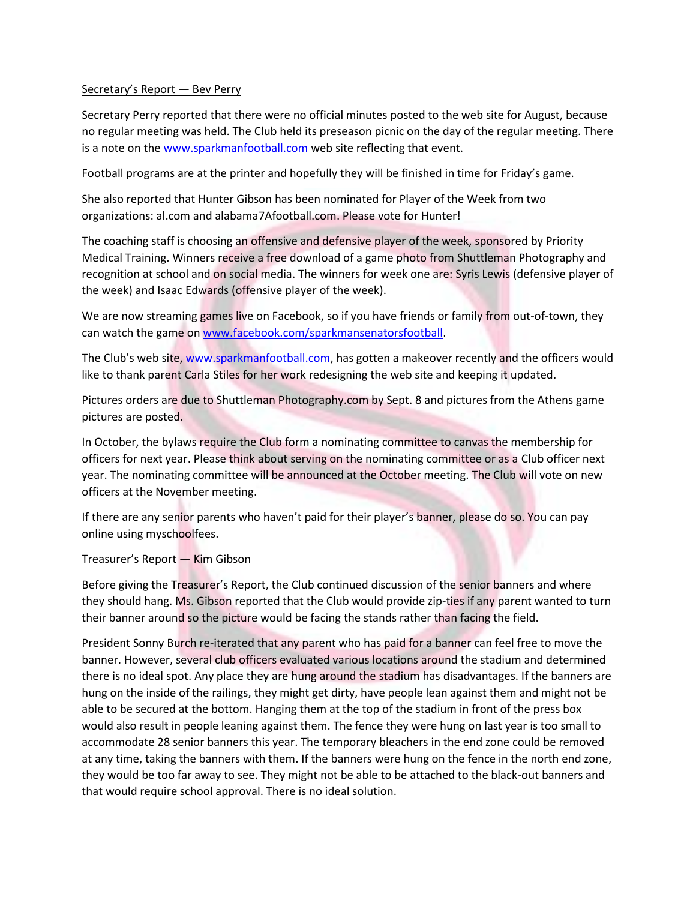Secretary's Report — Bev Perry

Secretary Perry reported that there were no official minutes posted to the web site for August, because no regular meeting was held. The Club held its preseason picnic on the day of the regular meeting. There is a note on the www.sparkmanfootball.com web site reflecting that event.

Football programs are at the printer and hopefully they will be finished in time for Friday's game.

She also reported that Hunter Gibson has been nominated for Player of the Week from two organizations: al.com and alabama7Afootball.com. Please vote for Hunter!

The coaching staff is choosing an offensive and defensive player of the week, sponsored by Priority Medical Training. Winners receive a free download of a game photo from Shuttleman Photography and recognition at school and on social media. The winners for week one are: Syris Lewis (defensive player of the week) and Isaac Edwards (offensive player of the week).

We are now streaming games live on Facebook, so if you have friends or family from out-of-town, they can watch the game on www.facebook.com/sparkmansenatorsfootball.

The Club's web site, www.sparkmanfootball.com, has gotten a makeover recently and the officers would like to thank parent Carla Stiles for her work redesigning the web site and keeping it updated.

Pictures orders are due to Shuttleman Photography.com by Sept. 8 and pictures from the Athens game pictures are posted.

In October, the bylaws require the Club form a nominating committee to canvas the membership for officers for next year. Please think about serving on the nominating committee or as a Club officer next year. The nominating committee will be announced at the October meeting. The Club will vote on new officers at the November meeting.

If there are any senior parents who haven't paid for their player's banner, please do so. You can pay online using myschoolfees.

Treasurer's Report — Kim Gibson

Before giving the Treasurer's Report, the Club continued discussion of the senior banners and where they should hang. Ms. Gibson reported that the Club would provide zip-ties if any parent wanted to turn their banner around so the picture would be facing the stands rather than facing the field.

President Sonny Burch re-iterated that any parent who has paid for a banner can feel free to move the banner. However, several club officers evaluated various locations around the stadium and determined there is no ideal spot. Any place they are hung around the stadium has disadvantages. If the banners are hung on the inside of the railings, they might get dirty, have people lean against them and might not be able to be secured at the bottom. Hanging them at the top of the stadium in front of the press box would also result in people leaning against them. The fence they were hung on last year is too small to accommodate 28 senior banners this year. The temporary bleachers in the end zone could be removed at any time, taking the banners with them. If the banners were hung on the fence in the north end zone, they would be too far away to see. They might not be able to be attached to the black-out banners and that would require school approval. There is no ideal solution.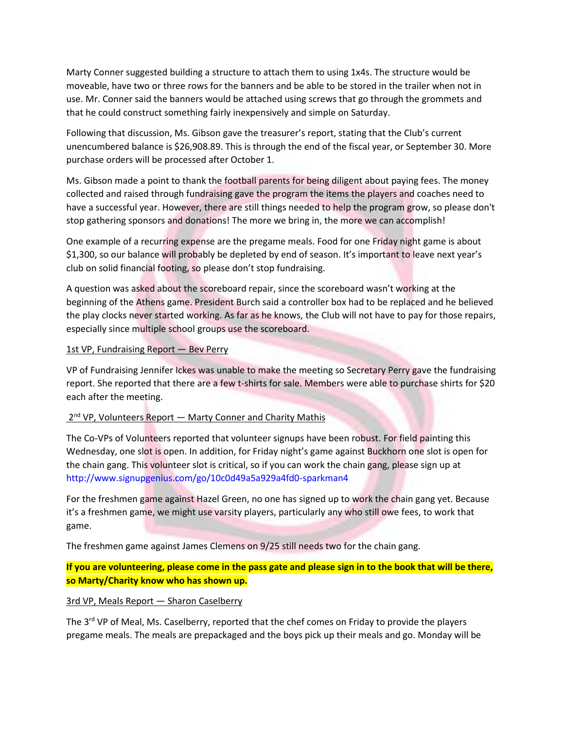Marty Conner suggested building a structure to attach them to using 1x4s. The structure would be moveable, have two or three rows for the banners and be able to be stored in the trailer when not in use. Mr. Conner said the banners would be attached using screws that go through the grommets and that he could construct something fairly inexpensively and simple on Saturday.

Following that discussion, Ms. Gibson gave the treasurer's report, stating that the Club's current unencumbered balance is $26,908.89. This is through the end of the fiscal year, or September 30. More purchase orders will be processed after October 1.

Ms. Gibson made a point to thank the football parents for being diligent about paying fees. The money collected and raised through fundraising gave the program the items the players and coaches need to have a successful year. However, there are still things needed to help the program grow, so please don't stop gathering sponsors and donations! The more we bring in, the more we can accomplish!

One example of a recurring expense are the pregame meals. Food for one Friday night game is about $1,300, so our balance will probably be depleted by end of season. It's important to leave next year's club on solid financial footing, so please don't stop fundraising.

A question was asked about the scoreboard repair, since the scoreboard wasn't working at the beginning of the Athens game. President Burch said a controller box had to be replaced and he believed the play clocks never started working. As far as he knows, the Club will not have to pay for those repairs, especially since multiple school groups use the scoreboard.

<u>1st VP, Fundraising Report — Bev Perry</u>

VP of Fundraising Jennifer Ickes was unable to make the meeting so Secretary Perry gave the fundraising report. She reported that there are a few t-shirts for sale. Members were able to purchase shirts for $20 each after the meeting.

<u>2nd VP, Volunteers Report — Marty Conner and Charity Mathis</u>

The Co-VPs of Volunteers reported that volunteer signups have been robust. For field painting this Wednesday, one slot is open. In addition, for Friday night's game against Buckhorn one slot is open for the chain gang. This volunteer slot is critical, so if you can work the chain gang, please sign up at http://www.signupgenius.com/go/10c0d49a5a929a4fd0-sparkman4

For the freshmen game against Hazel Green, no one has signed up to work the chain gang yet. Because it's a freshmen game, we might use varsity players, particularly any who still owe fees, to work that game.

The freshmen game against James Clemens on 9/25 still needs two for the chain gang.

**If you are volunteering, please come in the pass gate and please sign in to the book that will be there, so Marty/Charity know who has shown up.**

<u>3rd VP, Meals Report — Sharon Caselberry</u>

The 3rd VP of Meal, Ms. Caselberry, reported that the chef comes on Friday to provide the players pregame meals. The meals are prepackaged and the boys pick up their meals and go. Monday will be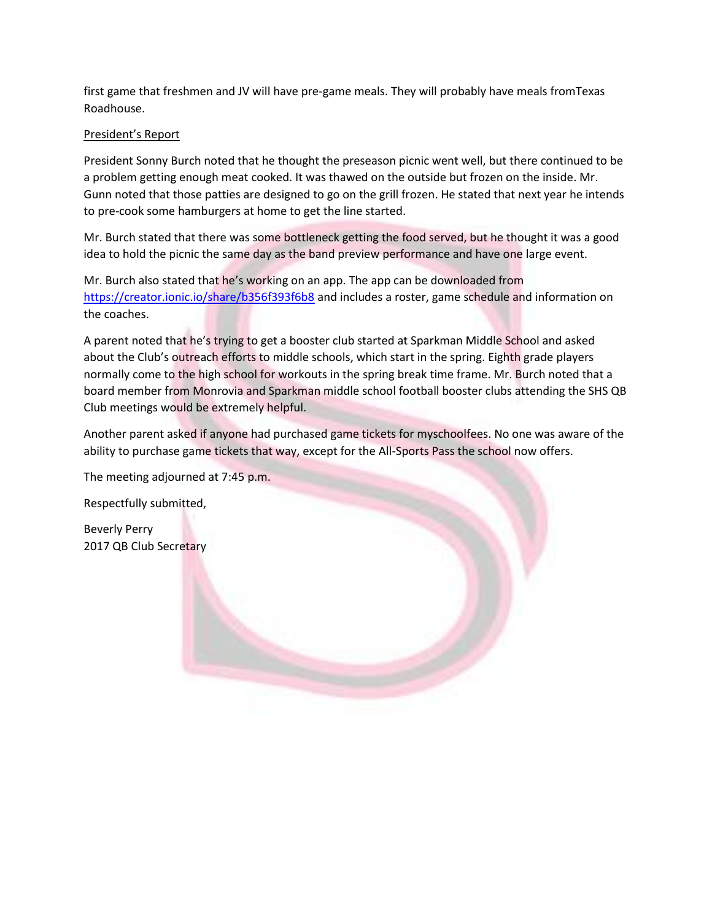first game that freshmen and JV will have pre-game meals. They will probably have meals fromTexas Roadhouse.

President's Report

President Sonny Burch noted that he thought the preseason picnic went well, but there continued to be a problem getting enough meat cooked. It was thawed on the outside but frozen on the inside. Mr. Gunn noted that those patties are designed to go on the grill frozen. He stated that next year he intends to pre-cook some hamburgers at home to get the line started.

Mr. Burch stated that there was some bottleneck getting the food served, but he thought it was a good idea to hold the picnic the same day as the band preview performance and have one large event.

Mr. Burch also stated that he's working on an app. The app can be downloaded from https://creator.ionic.io/share/b356f393f6b8 and includes a roster, game schedule and information on the coaches.

A parent noted that he's trying to get a booster club started at Sparkman Middle School and asked about the Club's outreach efforts to middle schools, which start in the spring. Eighth grade players normally come to the high school for workouts in the spring break time frame. Mr. Burch noted that a board member from Monrovia and Sparkman middle school football booster clubs attending the SHS QB Club meetings would be extremely helpful.

Another parent asked if anyone had purchased game tickets for myschoolfees. No one was aware of the ability to purchase game tickets that way, except for the All-Sports Pass the school now offers.

The meeting adjourned at 7:45 p.m.

Respectfully submitted,

Beverly Perry
2017 QB Club Secretary